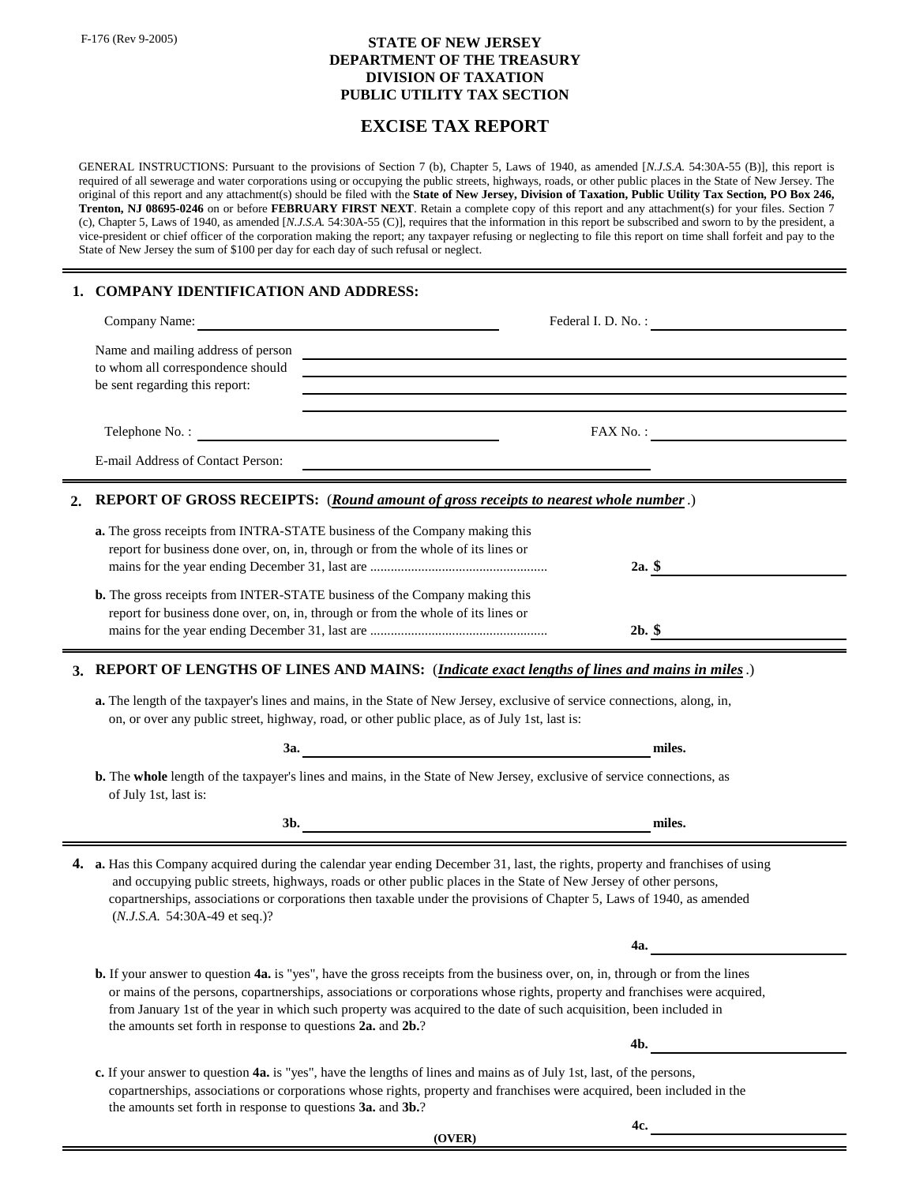F-176 (Rev 9-2005)

**STATE OF NEW JERSEY**
**DEPARTMENT OF THE TREASURY**
**DIVISION OF TAXATION**
**PUBLIC UTILITY TAX SECTION**

# EXCISE TAX REPORT

GENERAL INSTRUCTIONS: Pursuant to the provisions of Section 7 (b), Chapter 5, Laws of 1940, as amended [*N.J.S.A.* 54:30A-55 (B)], this report is required of all sewerage and water corporations using or occupying the public streets, highways, roads, or other public places in the State of New Jersey. The original of this report and any attachment(s) should be filed with the **State of New Jersey, Division of Taxation, Public Utility Tax Section, PO Box 246, Trenton, NJ 08695-0246** on or before **FEBRUARY FIRST NEXT**. Retain a complete copy of this report and any attachment(s) for your files. Section 7 (c), Chapter 5, Laws of 1940, as amended [*N.J.S.A.* 54:30A-55 (C)], requires that the information in this report be subscribed and sworn to by the president, a vice-president or chief officer of the corporation making the report; any taxpayer refusing or neglecting to file this report on time shall forfeit and pay to the State of New Jersey the sum of $100 per day for each day of such refusal or neglect.

## 1. COMPANY IDENTIFICATION AND ADDRESS:

Company Name: ______________________ Federal I. D. No. : ______________________

Name and mailing address of person to whom all correspondence should be sent regarding this report: ______________________

Telephone No. : ______________________ FAX No. : ______________________

E-mail Address of Contact Person: ______________________

## 2. REPORT OF GROSS RECEIPTS: (***Round amount of gross receipts to nearest whole number***.)

**a.** The gross receipts from INTRA-STATE business of the Company making this report for business done over, on, in, through or from the whole of its lines or mains for the year ending December 31, last are ...................................................  **2a. $** ______________________

**b.** The gross receipts from INTER-STATE business of the Company making this report for business done over, on, in, through or from the whole of its lines or mains for the year ending December 31, last are ...................................................  **2b. $** ______________________

## 3. REPORT OF LENGTHS OF LINES AND MAINS: (***Indicate exact lengths of lines and mains in miles***.)

**a.** The length of the taxpayer's lines and mains, in the State of New Jersey, exclusive of service connections, along, in, on, or over any public street, highway, road, or other public place, as of July 1st, last is:

**3a.** ______________________ **miles.**

**b.** The **whole** length of the taxpayer's lines and mains, in the State of New Jersey, exclusive of service connections, as of July 1st, last is:

**3b.** ______________________ **miles.**

## 4.

**a.** Has this Company acquired during the calendar year ending December 31, last, the rights, property and franchises of using and occupying public streets, highways, roads or other public places in the State of New Jersey of other persons, copartnerships, associations or corporations then taxable under the provisions of Chapter 5, Laws of 1940, as amended (*N.J.S.A.* 54:30A-49 et seq.)?

**4a.** ______________________

**b.** If your answer to question **4a.** is "yes", have the gross receipts from the business over, on, in, through or from the lines or mains of the persons, copartnerships, associations or corporations whose rights, property and franchises were acquired, from January 1st of the year in which such property was acquired to the date of such acquisition, been included in the amounts set forth in response to questions **2a.** and **2b.**?

**4b.** ______________________

**c.** If your answer to question **4a.** is "yes", have the lengths of lines and mains as of July 1st, last, of the persons, copartnerships, associations or corporations whose rights, property and franchises were acquired, been included in the the amounts set forth in response to questions **3a.** and **3b.**?

**4c.** ______________________

**(OVER)**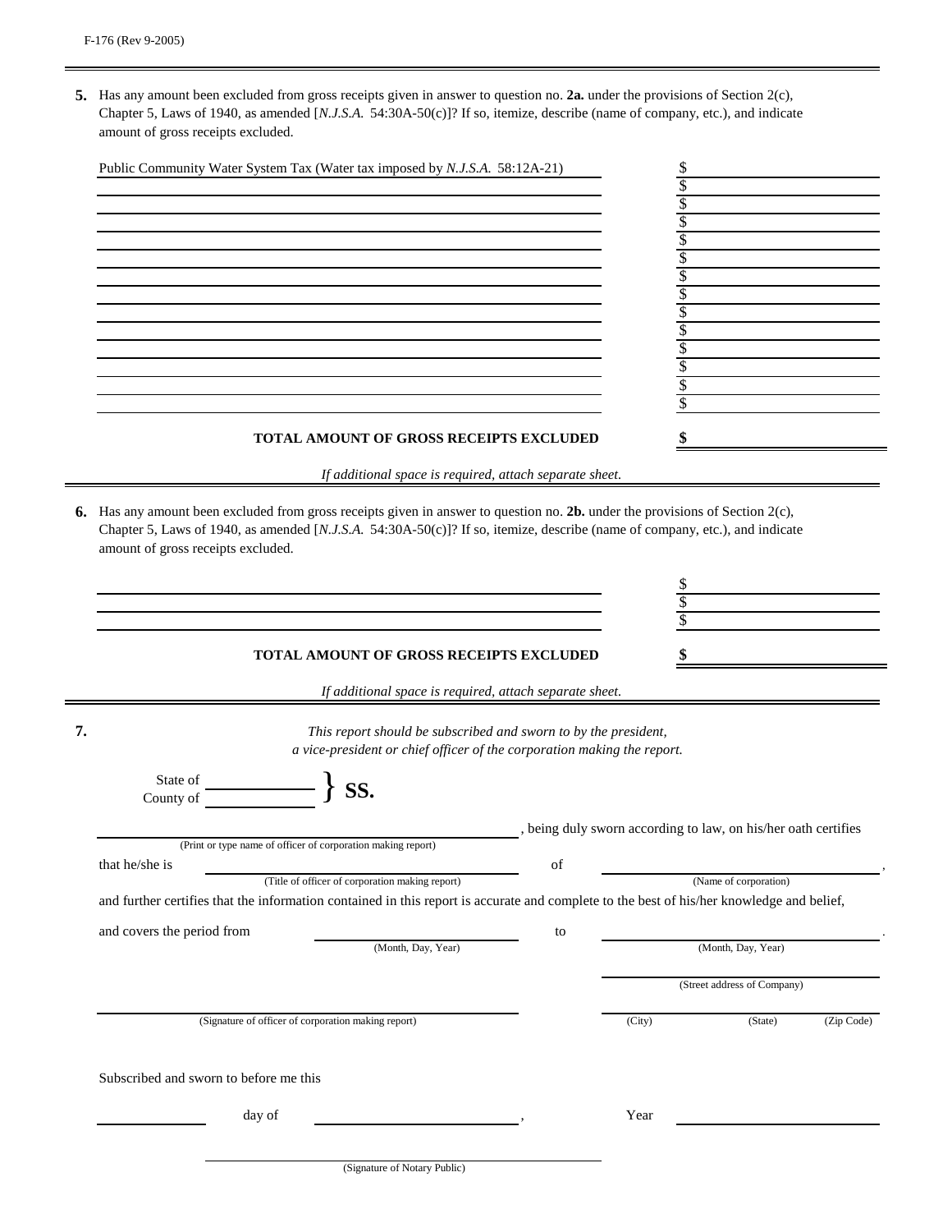**5.** Has any amount been excluded from gross receipts given in answer to question no. **2a.** under the provisions of Section 2(c), Chapter 5, Laws of 1940, as amended [*N.J.S.A.* 54:30A-50(c)]? If so, itemize, describe (name of company, etc.), and indicate amount of gross receipts excluded.

| | |
|---|---|
| Public Community Water System Tax (Water tax imposed by *N.J.S.A.* 58:12A-21) | $ |
| | $ |
| | $ |
| | $ |
| | $ |
| | $ |
| | $ |
| | $ |
| | $ |
| | $ |
| | $ |
| | $ |
| | $ |
| | $ |
| **TOTAL AMOUNT OF GROSS RECEIPTS EXCLUDED** | **$** |

*If additional space is required, attach separate sheet.*

**6.** Has any amount been excluded from gross receipts given in answer to question no. **2b.** under the provisions of Section 2(c), Chapter 5, Laws of 1940, as amended [*N.J.S.A.* 54:30A-50(c)]? If so, itemize, describe (name of company, etc.), and indicate amount of gross receipts excluded.

| | |
|---|---|
| | $ |
| | $ |
| | $ |
| **TOTAL AMOUNT OF GROSS RECEIPTS EXCLUDED** | **$** |

*If additional space is required, attach separate sheet.*

**7.** *This report should be subscribed and sworn to by the president, a vice-president or chief officer of the corporation making the report.*

State of ____________
County of ____________ } SS.

______________________________ , being duly sworn according to law, on his/her oath certifies
(Print or type name of officer of corporation making report)

that he/she is ______________________________ of ______________________________ ,
(Title of officer of corporation making report) (Name of corporation)

and further certifies that the information contained in this report is accurate and complete to the best of his/her knowledge and belief,

and covers the period from ____________________ to ____________________ .
(Month, Day, Year) (Month, Day, Year)

______________________________
(Street address of Company)

______________________________ ______________________________
(Signature of officer of corporation making report) (City) (State) (Zip Code)

Subscribed and sworn to before me this

__________ day of ____________________ , Year ____________

______________________________
(Signature of Notary Public)